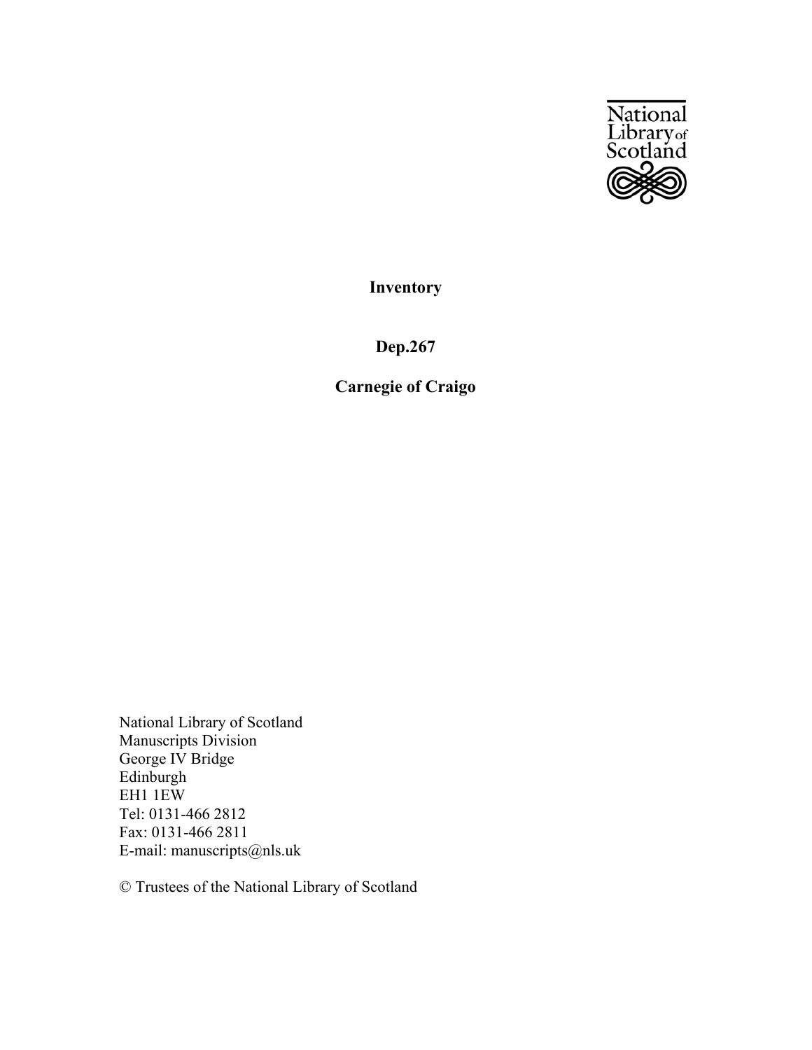**Inventory**

**Dep.267**

**Carnegie of Craigo**

National Library of Scotland
Manuscripts Division
George IV Bridge
Edinburgh
EH1 1EW
Tel: 0131-466 2812
Fax: 0131-466 2811
E-mail: manuscripts@nls.uk

© Trustees of the National Library of Scotland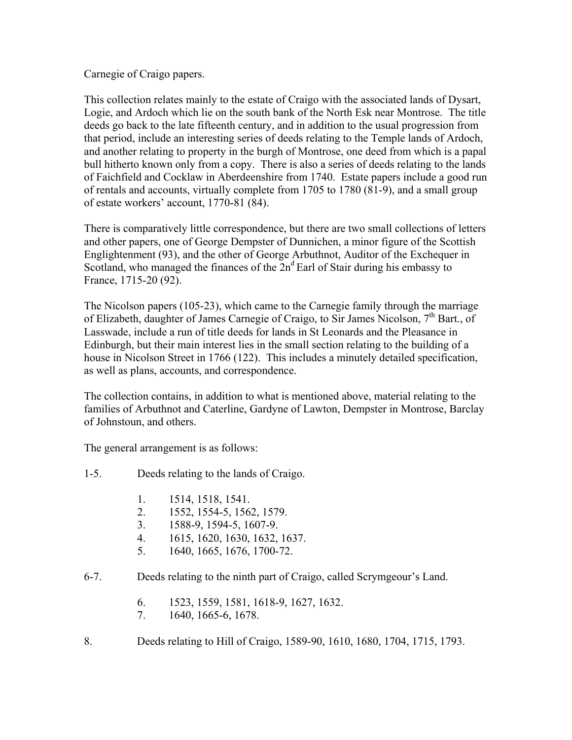Carnegie of Craigo papers.

This collection relates mainly to the estate of Craigo with the associated lands of Dysart, Logie, and Ardoch which lie on the south bank of the North Esk near Montrose. The title deeds go back to the late fifteenth century, and in addition to the usual progression from that period, include an interesting series of deeds relating to the Temple lands of Ardoch, and another relating to property in the burgh of Montrose, one deed from which is a papal bull hitherto known only from a copy. There is also a series of deeds relating to the lands of Faichfield and Cocklaw in Aberdeenshire from 1740. Estate papers include a good run of rentals and accounts, virtually complete from 1705 to 1780 (81-9), and a small group of estate workers' account, 1770-81 (84).

There is comparatively little correspondence, but there are two small collections of letters and other papers, one of George Dempster of Dunnichen, a minor figure of the Scottish Englightenment (93), and the other of George Arbuthnot, Auditor of the Exchequer in Scotland, who managed the finances of the 2nd Earl of Stair during his embassy to France, 1715-20 (92).

The Nicolson papers (105-23), which came to the Carnegie family through the marriage of Elizabeth, daughter of James Carnegie of Craigo, to Sir James Nicolson, 7th Bart., of Lasswade, include a run of title deeds for lands in St Leonards and the Pleasance in Edinburgh, but their main interest lies in the small section relating to the building of a house in Nicolson Street in 1766 (122). This includes a minutely detailed specification, as well as plans, accounts, and correspondence.

The collection contains, in addition to what is mentioned above, material relating to the families of Arbuthnot and Caterline, Gardyne of Lawton, Dempster in Montrose, Barclay of Johnstoun, and others.

The general arrangement is as follows:

1-5. Deeds relating to the lands of Craigo.

1. 1514, 1518, 1541.
2. 1552, 1554-5, 1562, 1579.
3. 1588-9, 1594-5, 1607-9.
4. 1615, 1620, 1630, 1632, 1637.
5. 1640, 1665, 1676, 1700-72.

6-7. Deeds relating to the ninth part of Craigo, called Scrymgeour's Land.

6. 1523, 1559, 1581, 1618-9, 1627, 1632.
7. 1640, 1665-6, 1678.

8. Deeds relating to Hill of Craigo, 1589-90, 1610, 1680, 1704, 1715, 1793.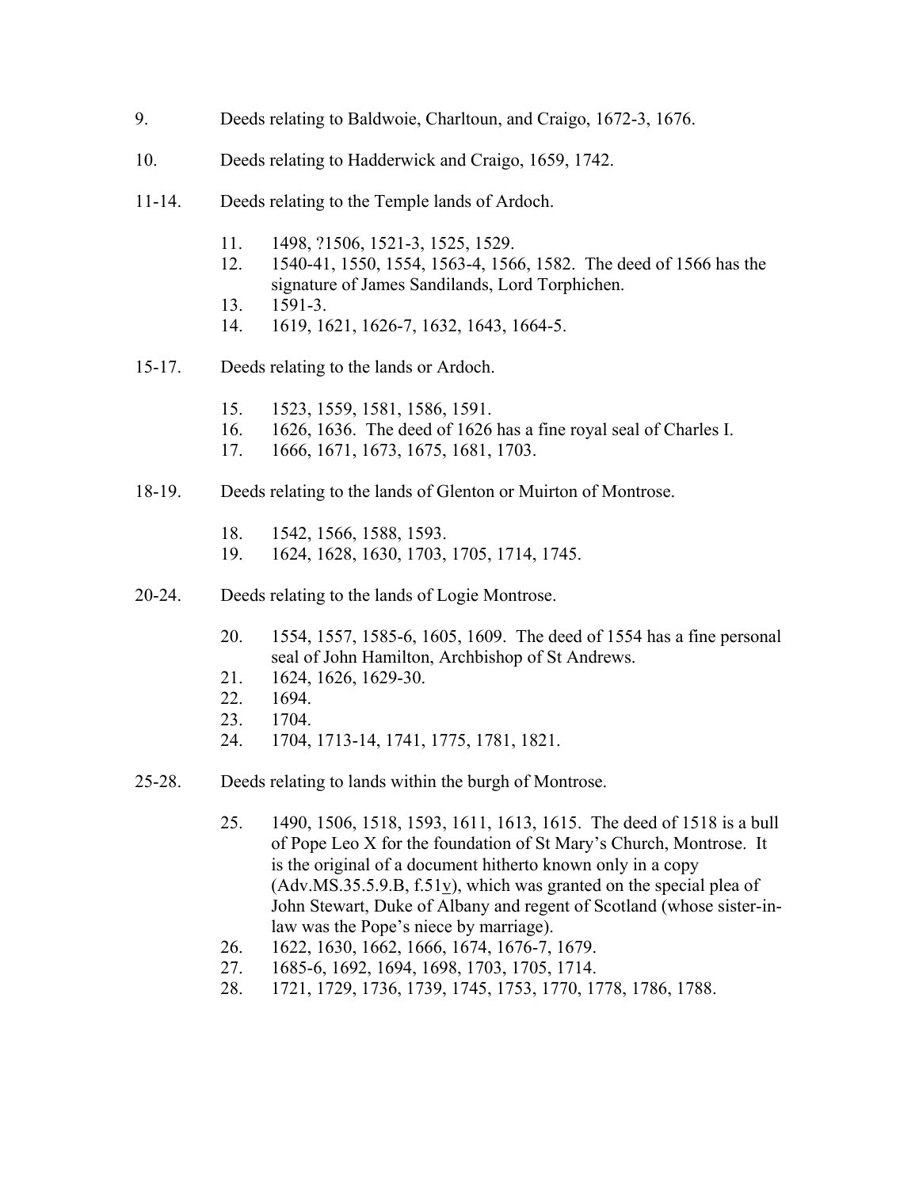9. Deeds relating to Baldwoie, Charltoun, and Craigo, 1672-3, 1676.

10. Deeds relating to Hadderwick and Craigo, 1659, 1742.

11-14. Deeds relating to the Temple lands of Ardoch.

- 11. 1498, ?1506, 1521-3, 1525, 1529.
- 12. 1540-41, 1550, 1554, 1563-4, 1566, 1582. The deed of 1566 has the signature of James Sandilands, Lord Torphichen.
- 13. 1591-3.
- 14. 1619, 1621, 1626-7, 1632, 1643, 1664-5.

15-17. Deeds relating to the lands or Ardoch.

- 15. 1523, 1559, 1581, 1586, 1591.
- 16. 1626, 1636. The deed of 1626 has a fine royal seal of Charles I.
- 17. 1666, 1671, 1673, 1675, 1681, 1703.

18-19. Deeds relating to the lands of Glenton or Muirton of Montrose.

- 18. 1542, 1566, 1588, 1593.
- 19. 1624, 1628, 1630, 1703, 1705, 1714, 1745.

20-24. Deeds relating to the lands of Logie Montrose.

- 20. 1554, 1557, 1585-6, 1605, 1609. The deed of 1554 has a fine personal seal of John Hamilton, Archbishop of St Andrews.
- 21. 1624, 1626, 1629-30.
- 22. 1694.
- 23. 1704.
- 24. 1704, 1713-14, 1741, 1775, 1781, 1821.

25-28. Deeds relating to lands within the burgh of Montrose.

- 25. 1490, 1506, 1518, 1593, 1611, 1613, 1615. The deed of 1518 is a bull of Pope Leo X for the foundation of St Mary's Church, Montrose. It is the original of a document hitherto known only in a copy (Adv.MS.35.5.9.B, f.51v), which was granted on the special plea of John Stewart, Duke of Albany and regent of Scotland (whose sister-in-law was the Pope's niece by marriage).
- 26. 1622, 1630, 1662, 1666, 1674, 1676-7, 1679.
- 27. 1685-6, 1692, 1694, 1698, 1703, 1705, 1714.
- 28. 1721, 1729, 1736, 1739, 1745, 1753, 1770, 1778, 1786, 1788.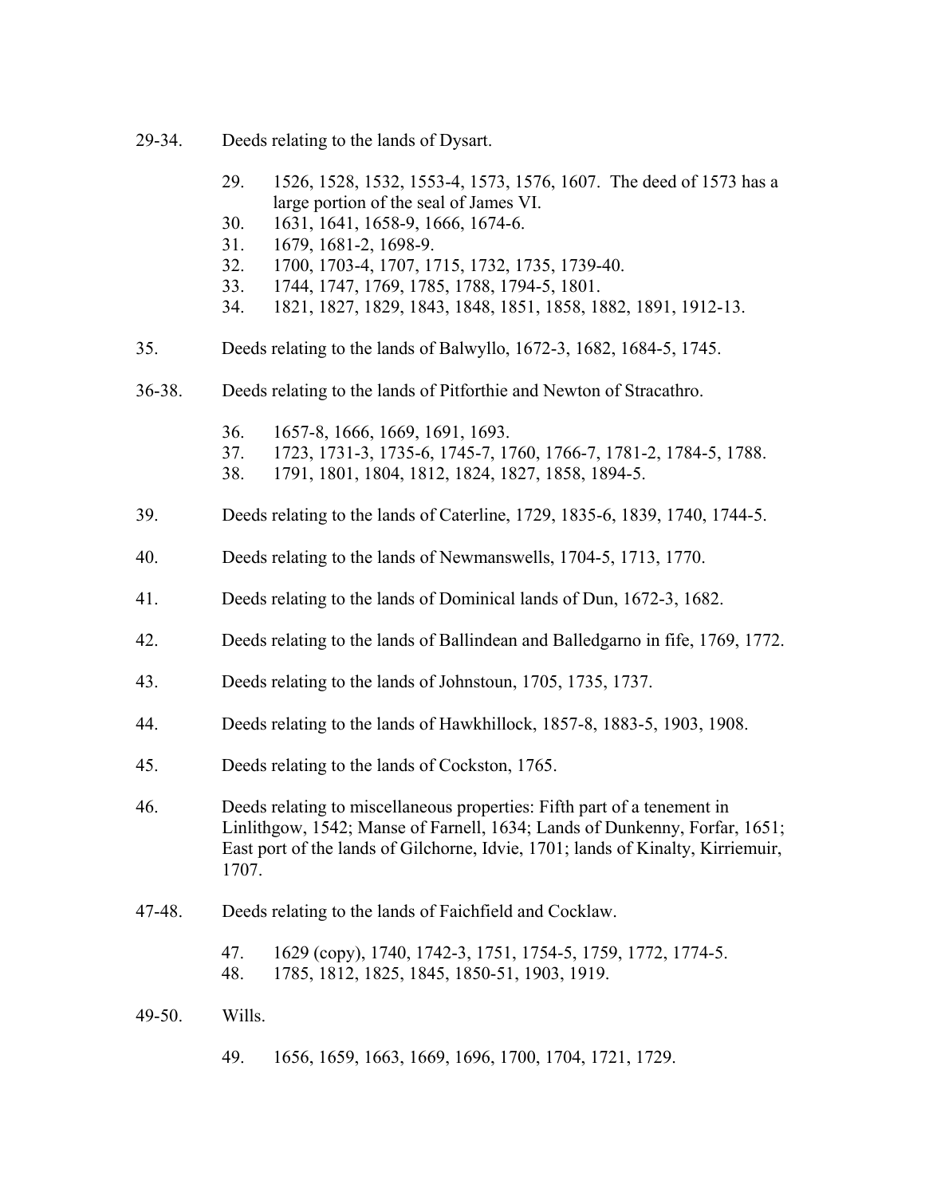29-34. Deeds relating to the lands of Dysart.

- 29. 1526, 1528, 1532, 1553-4, 1573, 1576, 1607. The deed of 1573 has a large portion of the seal of James VI.
- 30. 1631, 1641, 1658-9, 1666, 1674-6.
- 31. 1679, 1681-2, 1698-9.
- 32. 1700, 1703-4, 1707, 1715, 1732, 1735, 1739-40.
- 33. 1744, 1747, 1769, 1785, 1788, 1794-5, 1801.
- 34. 1821, 1827, 1829, 1843, 1848, 1851, 1858, 1882, 1891, 1912-13.

35. Deeds relating to the lands of Balwyllo, 1672-3, 1682, 1684-5, 1745.

36-38. Deeds relating to the lands of Pitforthie and Newton of Stracathro.

- 36. 1657-8, 1666, 1669, 1691, 1693.
- 37. 1723, 1731-3, 1735-6, 1745-7, 1760, 1766-7, 1781-2, 1784-5, 1788.
- 38. 1791, 1801, 1804, 1812, 1824, 1827, 1858, 1894-5.

39. Deeds relating to the lands of Caterline, 1729, 1835-6, 1839, 1740, 1744-5.

40. Deeds relating to the lands of Newmanswells, 1704-5, 1713, 1770.

41. Deeds relating to the lands of Dominical lands of Dun, 1672-3, 1682.

42. Deeds relating to the lands of Ballindean and Balledgarno in fife, 1769, 1772.

43. Deeds relating to the lands of Johnstoun, 1705, 1735, 1737.

44. Deeds relating to the lands of Hawkhillock, 1857-8, 1883-5, 1903, 1908.

45. Deeds relating to the lands of Cockston, 1765.

46. Deeds relating to miscellaneous properties: Fifth part of a tenement in Linlithgow, 1542; Manse of Farnell, 1634; Lands of Dunkenny, Forfar, 1651; East port of the lands of Gilchorne, Idvie, 1701; lands of Kinalty, Kirriemuir, 1707.

47-48. Deeds relating to the lands of Faichfield and Cocklaw.

- 47. 1629 (copy), 1740, 1742-3, 1751, 1754-5, 1759, 1772, 1774-5.
- 48. 1785, 1812, 1825, 1845, 1850-51, 1903, 1919.

49-50. Wills.

- 49. 1656, 1659, 1663, 1669, 1696, 1700, 1704, 1721, 1729.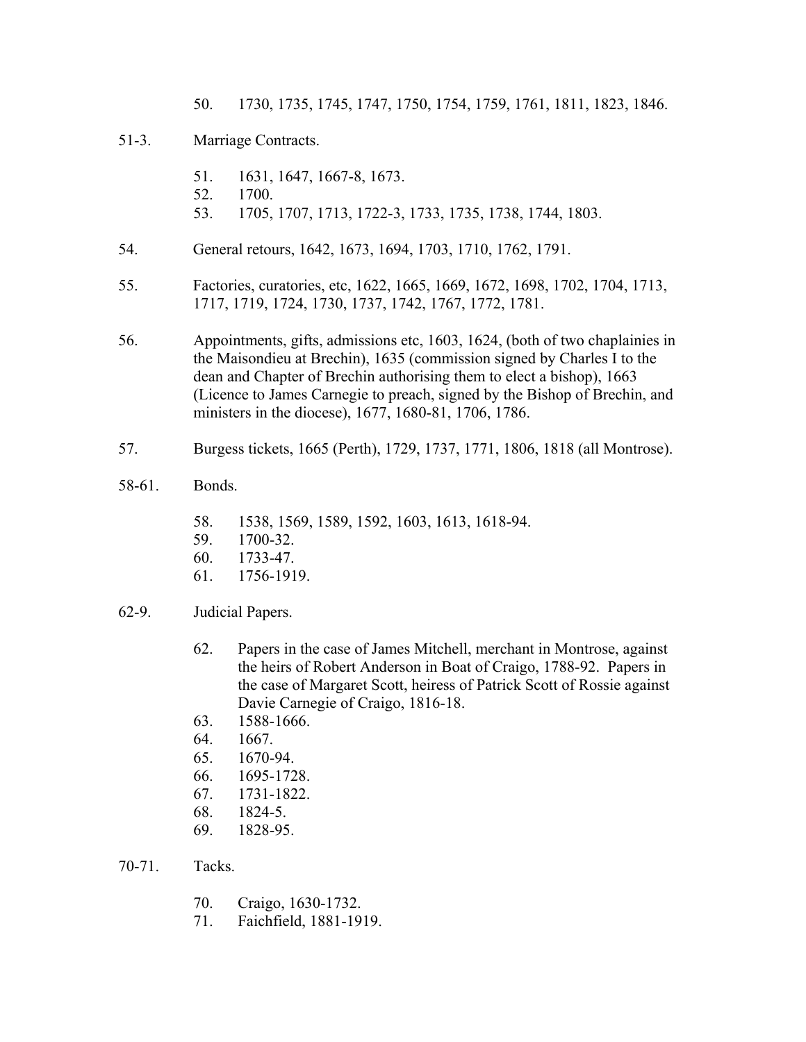50. 1730, 1735, 1745, 1747, 1750, 1754, 1759, 1761, 1811, 1823, 1846.

51-3. Marriage Contracts.

- 51. 1631, 1647, 1667-8, 1673.
- 52. 1700.
- 53. 1705, 1707, 1713, 1722-3, 1733, 1735, 1738, 1744, 1803.

54. General retours, 1642, 1673, 1694, 1703, 1710, 1762, 1791.

55. Factories, curatories, etc, 1622, 1665, 1669, 1672, 1698, 1702, 1704, 1713, 1717, 1719, 1724, 1730, 1737, 1742, 1767, 1772, 1781.

56. Appointments, gifts, admissions etc, 1603, 1624, (both of two chaplainies in the Maisondieu at Brechin), 1635 (commission signed by Charles I to the dean and Chapter of Brechin authorising them to elect a bishop), 1663 (Licence to James Carnegie to preach, signed by the Bishop of Brechin, and ministers in the diocese), 1677, 1680-81, 1706, 1786.

57. Burgess tickets, 1665 (Perth), 1729, 1737, 1771, 1806, 1818 (all Montrose).

58-61. Bonds.

- 58. 1538, 1569, 1589, 1592, 1603, 1613, 1618-94.
- 59. 1700-32.
- 60. 1733-47.
- 61. 1756-1919.

62-9. Judicial Papers.

- 62. Papers in the case of James Mitchell, merchant in Montrose, against the heirs of Robert Anderson in Boat of Craigo, 1788-92. Papers in the case of Margaret Scott, heiress of Patrick Scott of Rossie against Davie Carnegie of Craigo, 1816-18.
- 63. 1588-1666.
- 64. 1667.
- 65. 1670-94.
- 66. 1695-1728.
- 67. 1731-1822.
- 68. 1824-5.
- 69. 1828-95.

70-71. Tacks.

- 70. Craigo, 1630-1732.
- 71. Faichfield, 1881-1919.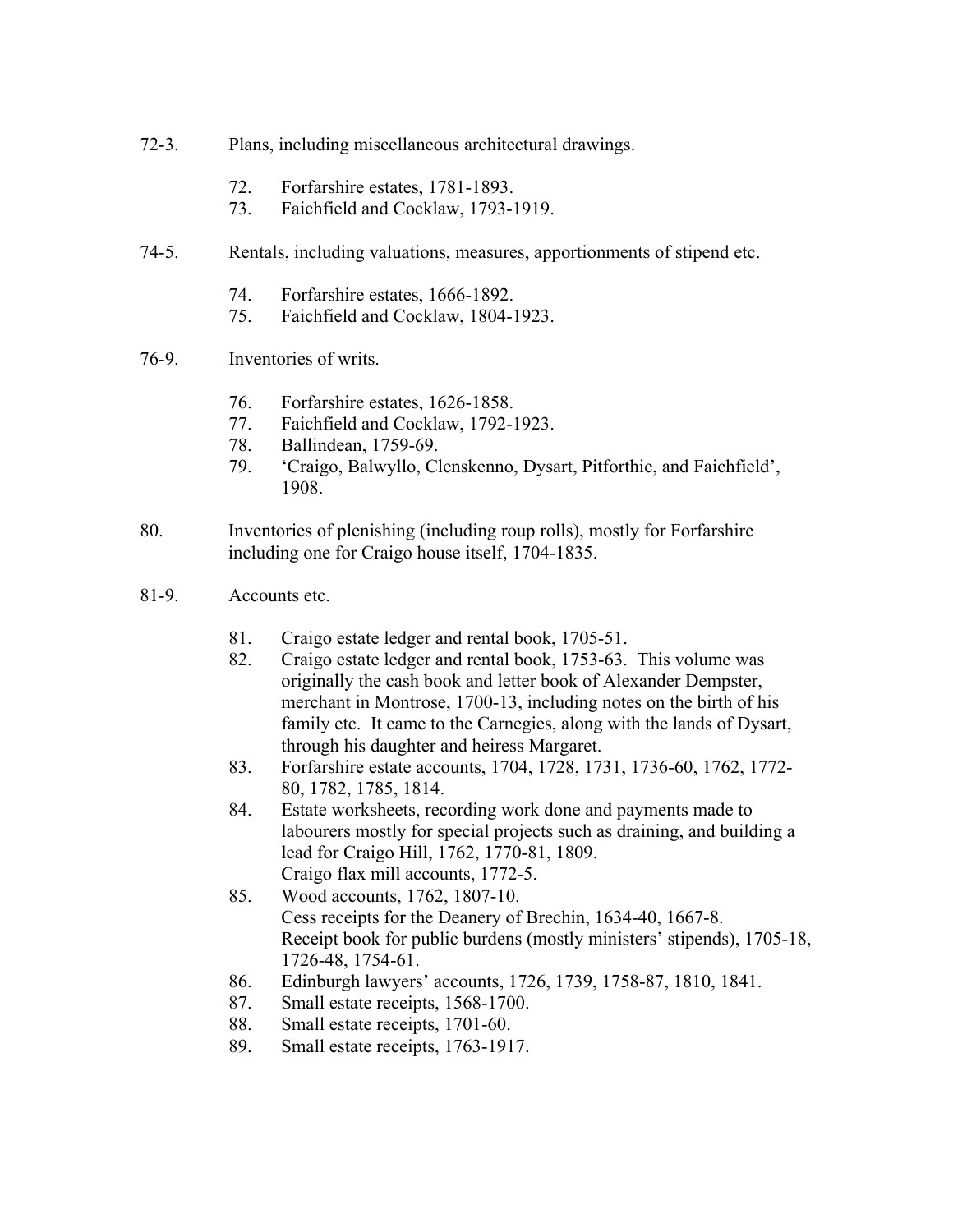72-3. Plans, including miscellaneous architectural drawings.

- 72. Forfarshire estates, 1781-1893.
- 73. Faichfield and Cocklaw, 1793-1919.

74-5. Rentals, including valuations, measures, apportionments of stipend etc.

- 74. Forfarshire estates, 1666-1892.
- 75. Faichfield and Cocklaw, 1804-1923.

76-9. Inventories of writs.

- 76. Forfarshire estates, 1626-1858.
- 77. Faichfield and Cocklaw, 1792-1923.
- 78. Ballindean, 1759-69.
- 79. 'Craigo, Balwyllo, Clenskenno, Dysart, Pitforthie, and Faichfield', 1908.

80. Inventories of plenishing (including roup rolls), mostly for Forfarshire including one for Craigo house itself, 1704-1835.

81-9. Accounts etc.

- 81. Craigo estate ledger and rental book, 1705-51.
- 82. Craigo estate ledger and rental book, 1753-63. This volume was originally the cash book and letter book of Alexander Dempster, merchant in Montrose, 1700-13, including notes on the birth of his family etc. It came to the Carnegies, along with the lands of Dysart, through his daughter and heiress Margaret.
- 83. Forfarshire estate accounts, 1704, 1728, 1731, 1736-60, 1762, 1772-80, 1782, 1785, 1814.
- 84. Estate worksheets, recording work done and payments made to labourers mostly for special projects such as draining, and building a lead for Craigo Hill, 1762, 1770-81, 1809.
  Craigo flax mill accounts, 1772-5.
- 85. Wood accounts, 1762, 1807-10.
  Cess receipts for the Deanery of Brechin, 1634-40, 1667-8.
  Receipt book for public burdens (mostly ministers' stipends), 1705-18, 1726-48, 1754-61.
- 86. Edinburgh lawyers' accounts, 1726, 1739, 1758-87, 1810, 1841.
- 87. Small estate receipts, 1568-1700.
- 88. Small estate receipts, 1701-60.
- 89. Small estate receipts, 1763-1917.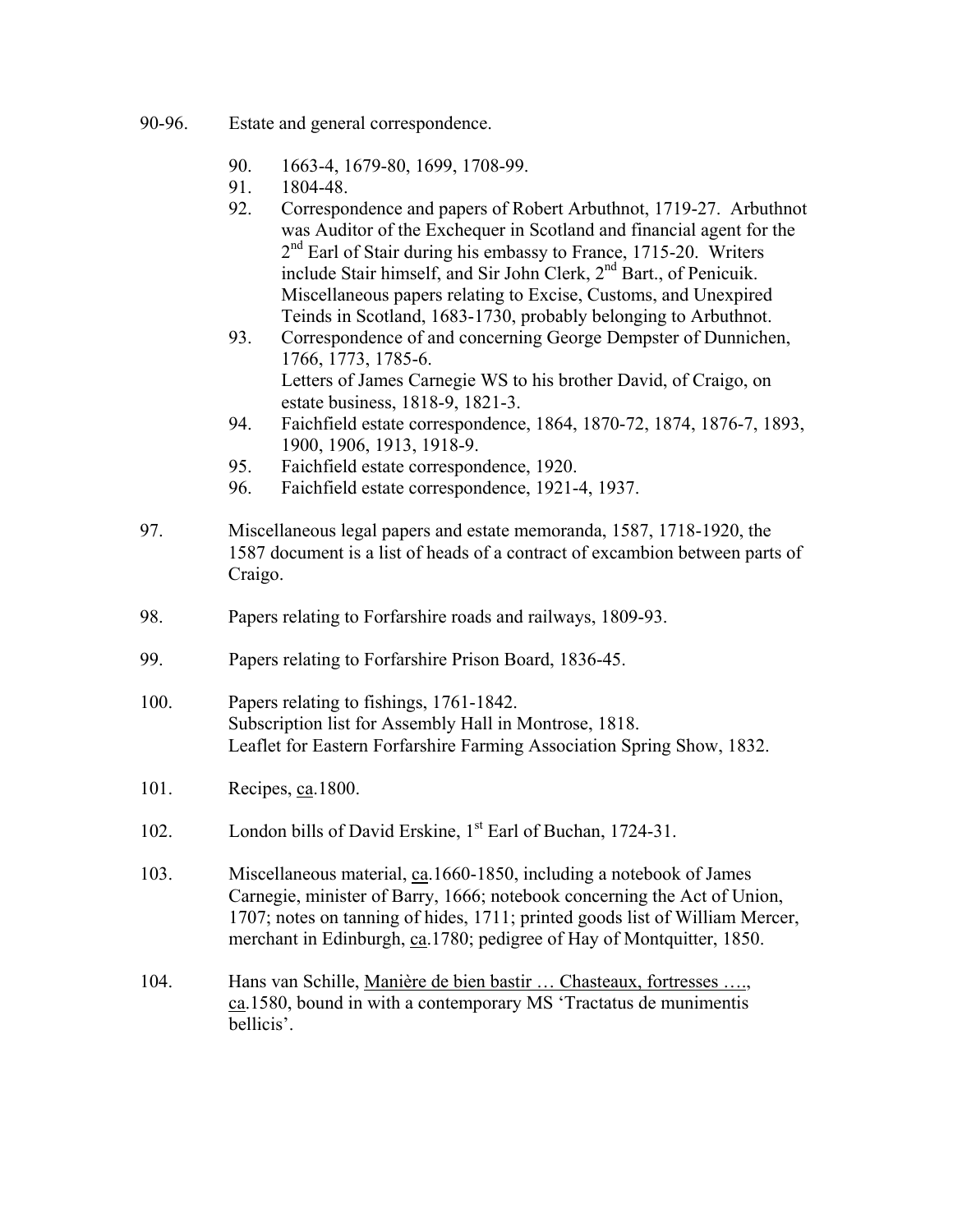90-96. Estate and general correspondence.

- 90. 1663-4, 1679-80, 1699, 1708-99.
- 91. 1804-48.
- 92. Correspondence and papers of Robert Arbuthnot, 1719-27. Arbuthnot was Auditor of the Exchequer in Scotland and financial agent for the 2nd Earl of Stair during his embassy to France, 1715-20. Writers include Stair himself, and Sir John Clerk, 2nd Bart., of Penicuik. Miscellaneous papers relating to Excise, Customs, and Unexpired Teinds in Scotland, 1683-1730, probably belonging to Arbuthnot.
- 93. Correspondence of and concerning George Dempster of Dunnichen, 1766, 1773, 1785-6.
  Letters of James Carnegie WS to his brother David, of Craigo, on estate business, 1818-9, 1821-3.
- 94. Faichfield estate correspondence, 1864, 1870-72, 1874, 1876-7, 1893, 1900, 1906, 1913, 1918-9.
- 95. Faichfield estate correspondence, 1920.
- 96. Faichfield estate correspondence, 1921-4, 1937.

97. Miscellaneous legal papers and estate memoranda, 1587, 1718-1920, the 1587 document is a list of heads of a contract of excambion between parts of Craigo.

98. Papers relating to Forfarshire roads and railways, 1809-93.

99. Papers relating to Forfarshire Prison Board, 1836-45.

100. Papers relating to fishings, 1761-1842.
Subscription list for Assembly Hall in Montrose, 1818.
Leaflet for Eastern Forfarshire Farming Association Spring Show, 1832.

101. Recipes, ca.1800.

102. London bills of David Erskine, 1st Earl of Buchan, 1724-31.

103. Miscellaneous material, ca.1660-1850, including a notebook of James Carnegie, minister of Barry, 1666; notebook concerning the Act of Union, 1707; notes on tanning of hides, 1711; printed goods list of William Mercer, merchant in Edinburgh, ca.1780; pedigree of Hay of Montquitter, 1850.

104. Hans van Schille, Manière de bien bastir … Chasteaux, fortresses …., ca.1580, bound in with a contemporary MS 'Tractatus de munimentis bellicis'.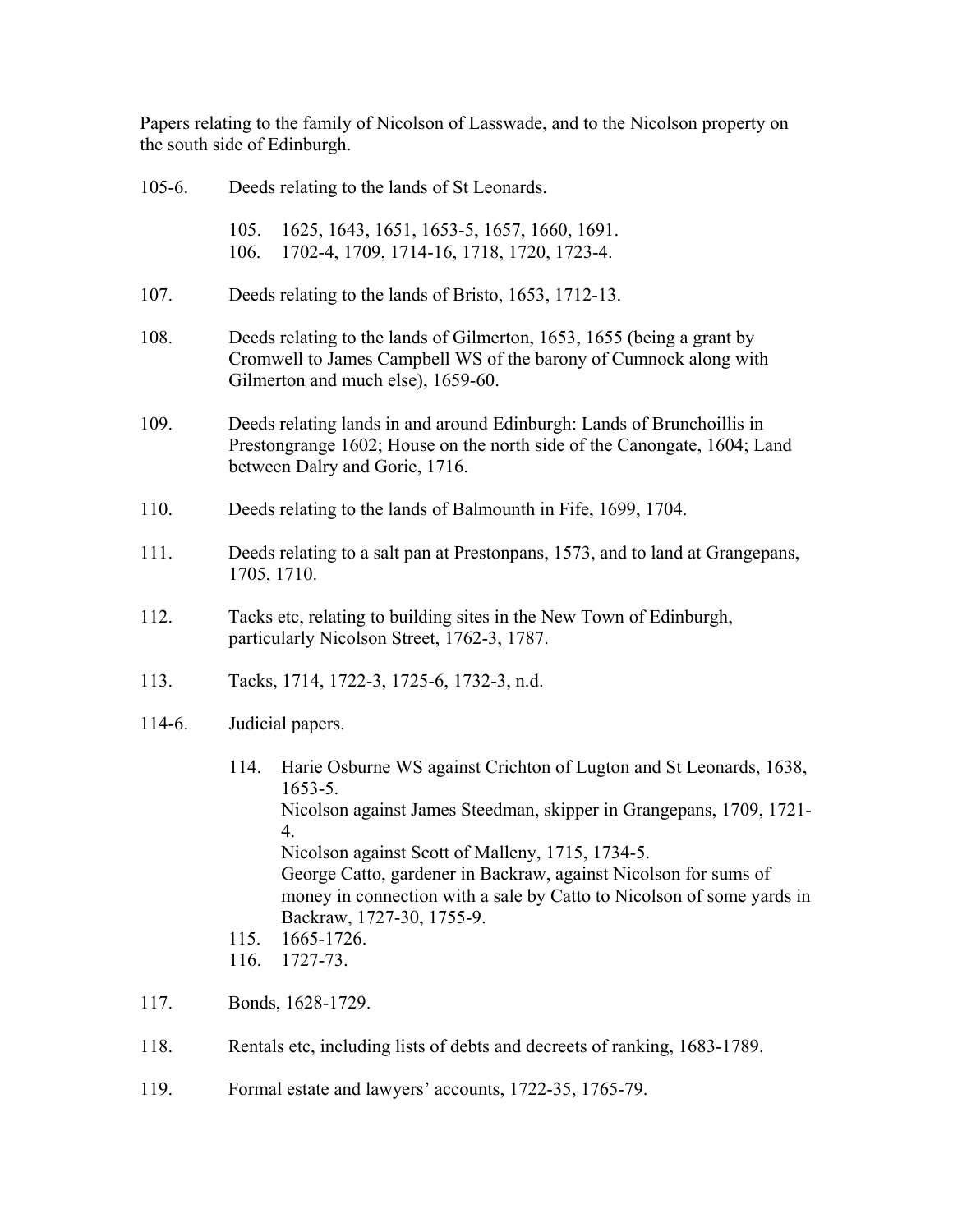Papers relating to the family of Nicolson of Lasswade, and to the Nicolson property on the south side of Edinburgh.

105-6. Deeds relating to the lands of St Leonards.

- 105. 1625, 1643, 1651, 1653-5, 1657, 1660, 1691.
- 106. 1702-4, 1709, 1714-16, 1718, 1720, 1723-4.

107. Deeds relating to the lands of Bristo, 1653, 1712-13.

108. Deeds relating to the lands of Gilmerton, 1653, 1655 (being a grant by Cromwell to James Campbell WS of the barony of Cumnock along with Gilmerton and much else), 1659-60.

109. Deeds relating lands in and around Edinburgh: Lands of Brunchoillis in Prestongrange 1602; House on the north side of the Canongate, 1604; Land between Dalry and Gorie, 1716.

110. Deeds relating to the lands of Balmounth in Fife, 1699, 1704.

111. Deeds relating to a salt pan at Prestonpans, 1573, and to land at Grangepans, 1705, 1710.

112. Tacks etc, relating to building sites in the New Town of Edinburgh, particularly Nicolson Street, 1762-3, 1787.

113. Tacks, 1714, 1722-3, 1725-6, 1732-3, n.d.

114-6. Judicial papers.

- 114. Harie Osburne WS against Crichton of Lugton and St Leonards, 1638, 1653-5.
  Nicolson against James Steedman, skipper in Grangepans, 1709, 1721-4.
  Nicolson against Scott of Malleny, 1715, 1734-5.
  George Catto, gardener in Backraw, against Nicolson for sums of money in connection with a sale by Catto to Nicolson of some yards in Backraw, 1727-30, 1755-9.
- 115. 1665-1726.
- 116. 1727-73.

117. Bonds, 1628-1729.

118. Rentals etc, including lists of debts and decreets of ranking, 1683-1789.

119. Formal estate and lawyers' accounts, 1722-35, 1765-79.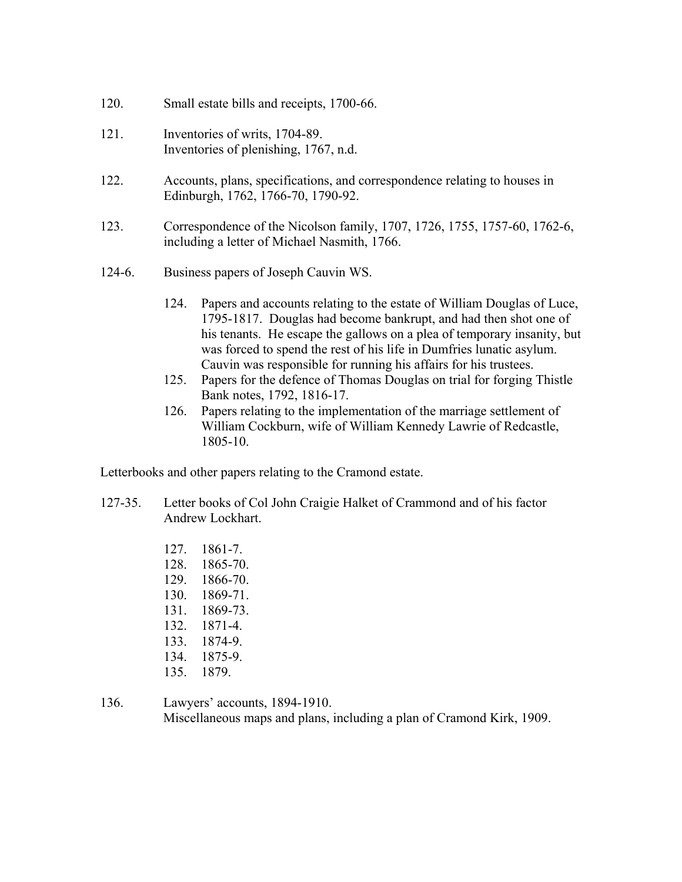120. Small estate bills and receipts, 1700-66.

121. Inventories of writs, 1704-89.
Inventories of plenishing, 1767, n.d.

122. Accounts, plans, specifications, and correspondence relating to houses in Edinburgh, 1762, 1766-70, 1790-92.

123. Correspondence of the Nicolson family, 1707, 1726, 1755, 1757-60, 1762-6, including a letter of Michael Nasmith, 1766.

124-6. Business papers of Joseph Cauvin WS.

- 124. Papers and accounts relating to the estate of William Douglas of Luce, 1795-1817. Douglas had become bankrupt, and had then shot one of his tenants. He escape the gallows on a plea of temporary insanity, but was forced to spend the rest of his life in Dumfries lunatic asylum. Cauvin was responsible for running his affairs for his trustees.
- 125. Papers for the defence of Thomas Douglas on trial for forging Thistle Bank notes, 1792, 1816-17.
- 126. Papers relating to the implementation of the marriage settlement of William Cockburn, wife of William Kennedy Lawrie of Redcastle, 1805-10.

Letterbooks and other papers relating to the Cramond estate.

127-35. Letter books of Col John Craigie Halket of Crammond and of his factor Andrew Lockhart.

- 127. 1861-7.
- 128. 1865-70.
- 129. 1866-70.
- 130. 1869-71.
- 131. 1869-73.
- 132. 1871-4.
- 133. 1874-9.
- 134. 1875-9.
- 135. 1879.

136. Lawyers' accounts, 1894-1910.
Miscellaneous maps and plans, including a plan of Cramond Kirk, 1909.